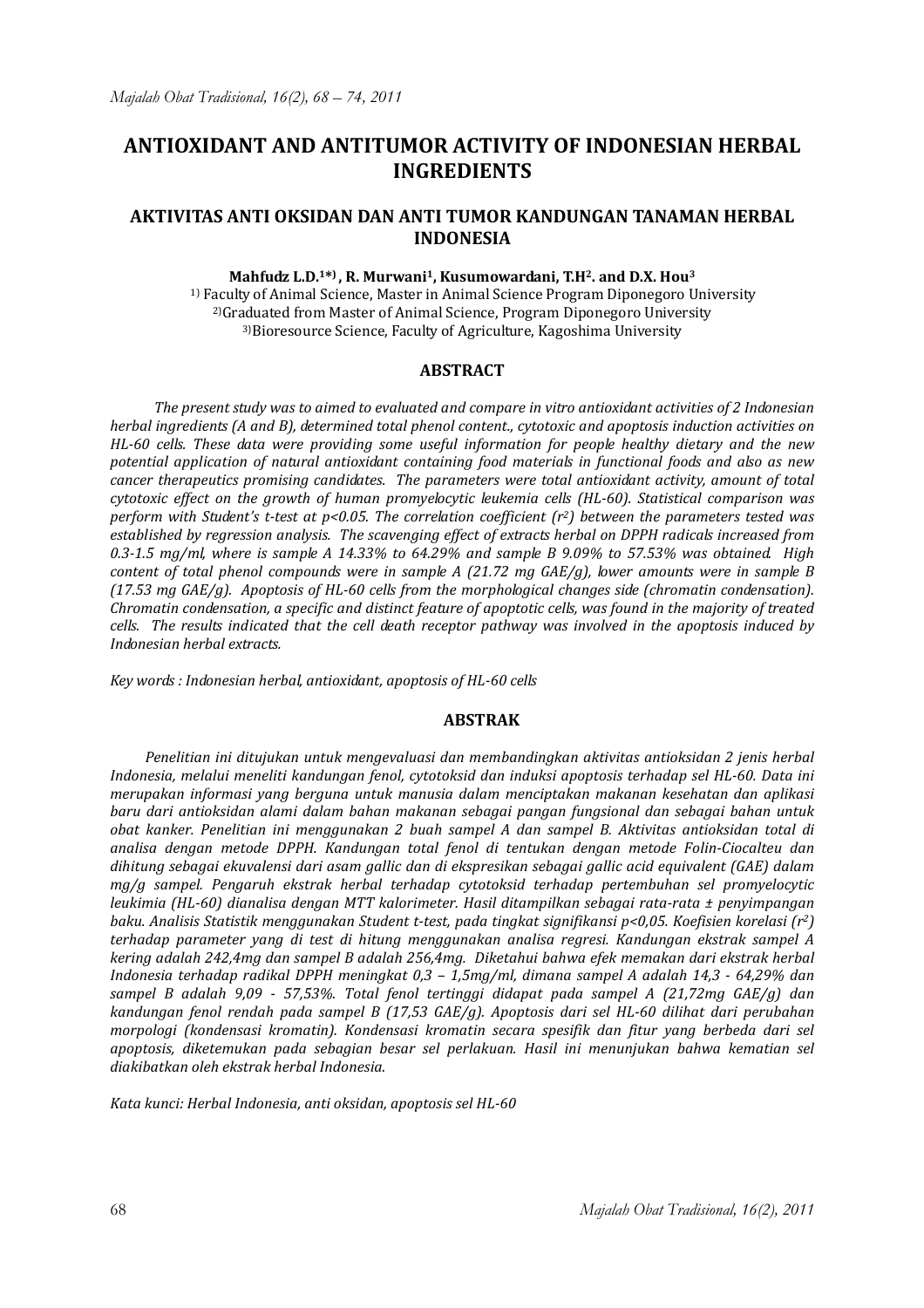# ANTIOXIDANT AND ANTITUMOR ACTIVITY OF INDONESIAN HERBAL INGREDIENTS

## AKTIVITAS ANTI OKSIDAN DAN ANTI TUMOR KANDUNGAN TANAMAN HERBAL INDONESIA

**Mahfudz L.D.[1*)] , R. Murwani[1], Kusumowardani, T.H[2]. and D.X. Hou[3]**

[1)] Faculty of Animal Science, Master in Animal Science Program Diponegoro University
[2)]Graduated from Master of Animal Science, Program Diponegoro University
[3)]Bioresource Science, Faculty of Agriculture, Kagoshima University

### ABSTRACT

*The present study was to aimed to evaluated and compare in vitro antioxidant activities of 2 Indonesian herbal ingredients (A and B), determined total phenol content., cytotoxic and apoptosis induction activities on HL-60 cells. These data were providing some useful information for people healthy dietary and the new potential application of natural antioxidant containing food materials in functional foods and also as new cancer therapeutics promising candidates. The parameters were total antioxidant activity, amount of total cytotoxic effect on the growth of human promyelocytic leukemia cells (HL-60). Statistical comparison was perform with Student's t-test at p<0.05. The correlation coefficient ($r^2$) between the parameters tested was established by regression analysis. The scavenging effect of extracts herbal on DPPH radicals increased from 0.3-1.5 mg/ml, where is sample A 14.33% to 64.29% and sample B 9.09% to 57.53% was obtained. High content of total phenol compounds were in sample A (21.72 mg GAE/g), lower amounts were in sample B (17.53 mg GAE/g). Apoptosis of HL-60 cells from the morphological changes side (chromatin condensation). Chromatin condensation, a specific and distinct feature of apoptotic cells, was found in the majority of treated cells. The results indicated that the cell death receptor pathway was involved in the apoptosis induced by Indonesian herbal extracts.*

*Key words : Indonesian herbal, antioxidant, apoptosis of HL-60 cells*

### ABSTRAK

*Penelitian ini ditujukan untuk mengevaluasi dan membandingkan aktivitas antioksidan 2 jenis herbal Indonesia, melalui meneliti kandungan fenol, cytotoksid dan induksi apoptosis terhadap sel HL-60. Data ini merupakan informasi yang berguna untuk manusia dalam menciptakan makanan kesehatan dan aplikasi baru dari antioksidan alami dalam bahan makanan sebagai pangan fungsional dan sebagai bahan untuk obat kanker. Penelitian ini menggunakan 2 buah sampel A dan sampel B. Aktivitas antioksidan total di analisa dengan metode DPPH. Kandungan total fenol di tentukan dengan metode Folin-Ciocalteu dan dihitung sebagai ekuvalensi dari asam gallic dan di ekspresikan sebagai gallic acid equivalent (GAE) dalam mg/g sampel. Pengaruh ekstrak herbal terhadap cytotoksid terhadap pertemubuhan sel promyelocytic leukimia (HL-60) dianalisa dengan MTT kalorimeter. Hasil ditampilkan sebagai rata-rata ± penyimpangan baku. Analisis Statistik menggunakan Student t-test, pada tingkat signifikansi p<0,05. Koefisien korelasi ($r^2$) terhadap parameter yang di test di hitung menggunakan analisa regresi. Kandungan ekstrak sampel A kering adalah 242,4mg dan sampel B adalah 256,4mg. Diketahui bahwa efek memakan dari ekstrak herbal Indonesia terhadap radikal DPPH meningkat 0,3 – 1,5mg/ml, dimana sampel A adalah 14,3 - 64,29% dan sampel B adalah 9,09 - 57,53%. Total fenol tertinggi didapat pada sampel A (21,72mg GAE/g) dan kandungan fenol rendah pada sampel B (17,53 GAE/g). Apoptosis dari sel HL-60 dilihat dari perubahan morpologi (kondensasi kromatin). Kondensasi kromatin secara spesifik dan fitur yang berbeda dari sel apoptosis, diketemukan pada sebagian besar sel perlakuan. Hasil ini menunjukan bahwa kematian sel diakibatkan oleh ekstrak herbal Indonesia.*

*Kata kunci: Herbal Indonesia, anti oksidan, apoptosis sel HL-60*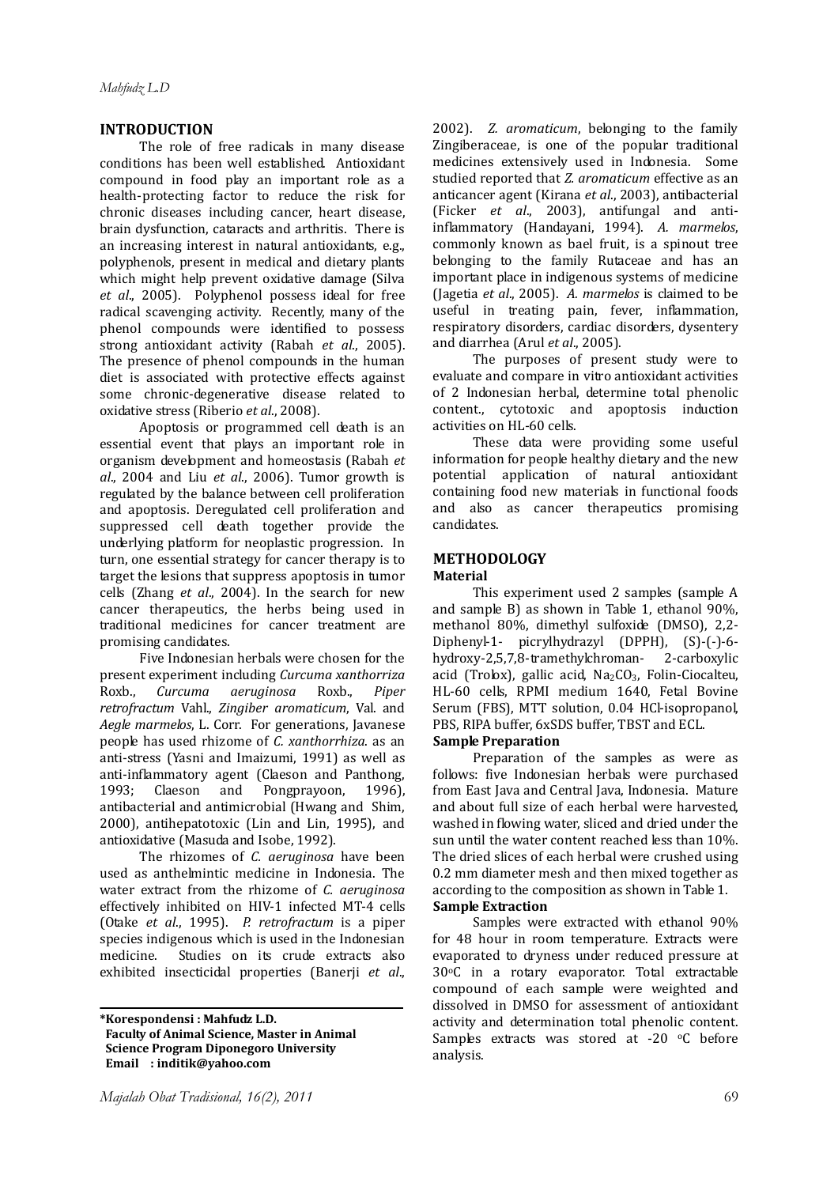## INTRODUCTION

The role of free radicals in many disease conditions has been well established. Antioxidant compound in food play an important role as a health-protecting factor to reduce the risk for chronic diseases including cancer, heart disease, brain dysfunction, cataracts and arthritis. There is an increasing interest in natural antioxidants, e.g., polyphenols, present in medical and dietary plants which might help prevent oxidative damage (Silva *et al*., 2005). Polyphenol possess ideal for free radical scavenging activity. Recently, many of the phenol compounds were identified to possess strong antioxidant activity (Rabah *et al*., 2005). The presence of phenol compounds in the human diet is associated with protective effects against some chronic-degenerative disease related to oxidative stress (Riberio *et al*., 2008).

Apoptosis or programmed cell death is an essential event that plays an important role in organism development and homeostasis (Rabah *et al*., 2004 and Liu *et al*., 2006). Tumor growth is regulated by the balance between cell proliferation and apoptosis. Deregulated cell proliferation and suppressed cell death together provide the underlying platform for neoplastic progression. In turn, one essential strategy for cancer therapy is to target the lesions that suppress apoptosis in tumor cells (Zhang *et al*., 2004). In the search for new cancer therapeutics, the herbs being used in traditional medicines for cancer treatment are promising candidates.

Five Indonesian herbals were chosen for the present experiment including *Curcuma xanthorriza* Roxb., *Curcuma aeruginosa* Roxb., *Piper retrofractum* Vahl., *Zingiber aromaticum*, Val. and *Aegle marmelos*, L. Corr. For generations, Javanese people has used rhizome of *C. xanthorrhiza*. as an anti-stress (Yasni and Imaizumi, 1991) as well as anti-inflammatory agent (Claeson and Panthong, 1993; Claeson and Pongprayoon, 1996), antibacterial and antimicrobial (Hwang and Shim, 2000), antihepatotoxic (Lin and Lin, 1995), and antioxidative (Masuda and Isobe, 1992).

The rhizomes of *C. aeruginosa* have been used as anthelmintic medicine in Indonesia. The water extract from the rhizome of *C. aeruginosa* effectively inhibited on HIV-1 infected MT-4 cells (Otake *et al*., 1995). *P. retrofractum* is a piper species indigenous which is used in the Indonesian medicine. Studies on its crude extracts also exhibited insecticidal properties (Banerji *et al*., 2002). *Z. aromaticum*, belonging to the family Zingiberaceae, is one of the popular traditional medicines extensively used in Indonesia. Some studied reported that *Z. aromaticum* effective as an anticancer agent (Kirana *et al*., 2003), antibacterial (Ficker *et al*., 2003), antifungal and anti-inflammatory (Handayani, 1994). *A. marmelos*, commonly known as bael fruit, is a spinout tree belonging to the family Rutaceae and has an important place in indigenous systems of medicine (Jagetia *et al*., 2005). *A. marmelos* is claimed to be useful in treating pain, fever, inflammation, respiratory disorders, cardiac disorders, dysentery and diarrhea (Arul *et al*., 2005).

The purposes of present study were to evaluate and compare in vitro antioxidant activities of 2 Indonesian herbal, determine total phenolic content., cytotoxic and apoptosis induction activities on HL-60 cells.

These data were providing some useful information for people healthy dietary and the new potential application of natural antioxidant containing food new materials in functional foods and also as cancer therapeutics promising candidates.

## METHODOLOGY

### Material

This experiment used 2 samples (sample A and sample B) as shown in Table 1, ethanol 90%, methanol 80%, dimethyl sulfoxide (DMSO), 2,2-Diphenyl-1- picrylhydrazyl (DPPH), (S)-(-)-6-hydroxy-2,5,7,8-tramethylchroman- 2-carboxylic acid (Trolox), gallic acid, $Na_2CO_3$, Folin-Ciocalteu, HL-60 cells, RPMI medium 1640, Fetal Bovine Serum (FBS), MTT solution, 0.04 HCl-isopropanol, PBS, RIPA buffer, 6xSDS buffer, TBST and ECL.

### Sample Preparation

Preparation of the samples as were as follows: five Indonesian herbals were purchased from East Java and Central Java, Indonesia. Mature and about full size of each herbal were harvested, washed in flowing water, sliced and dried under the sun until the water content reached less than 10%. The dried slices of each herbal were crushed using 0.2 mm diameter mesh and then mixed together as according to the composition as shown in Table 1.

### Sample Extraction

Samples were extracted with ethanol 90% for 48 hour in room temperature. Extracts were evaporated to dryness under reduced pressure at 30°C in a rotary evaporator. Total extractable compound of each sample were weighted and dissolved in DMSO for assessment of antioxidant activity and determination total phenolic content. Samples extracts was stored at -20 °C before analysis.

---

**\*Korespondensi : Mahfudz L.D.**
**Faculty of Animal Science, Master in Animal Science Program Diponegoro University**
**Email : inditik@yahoo.com**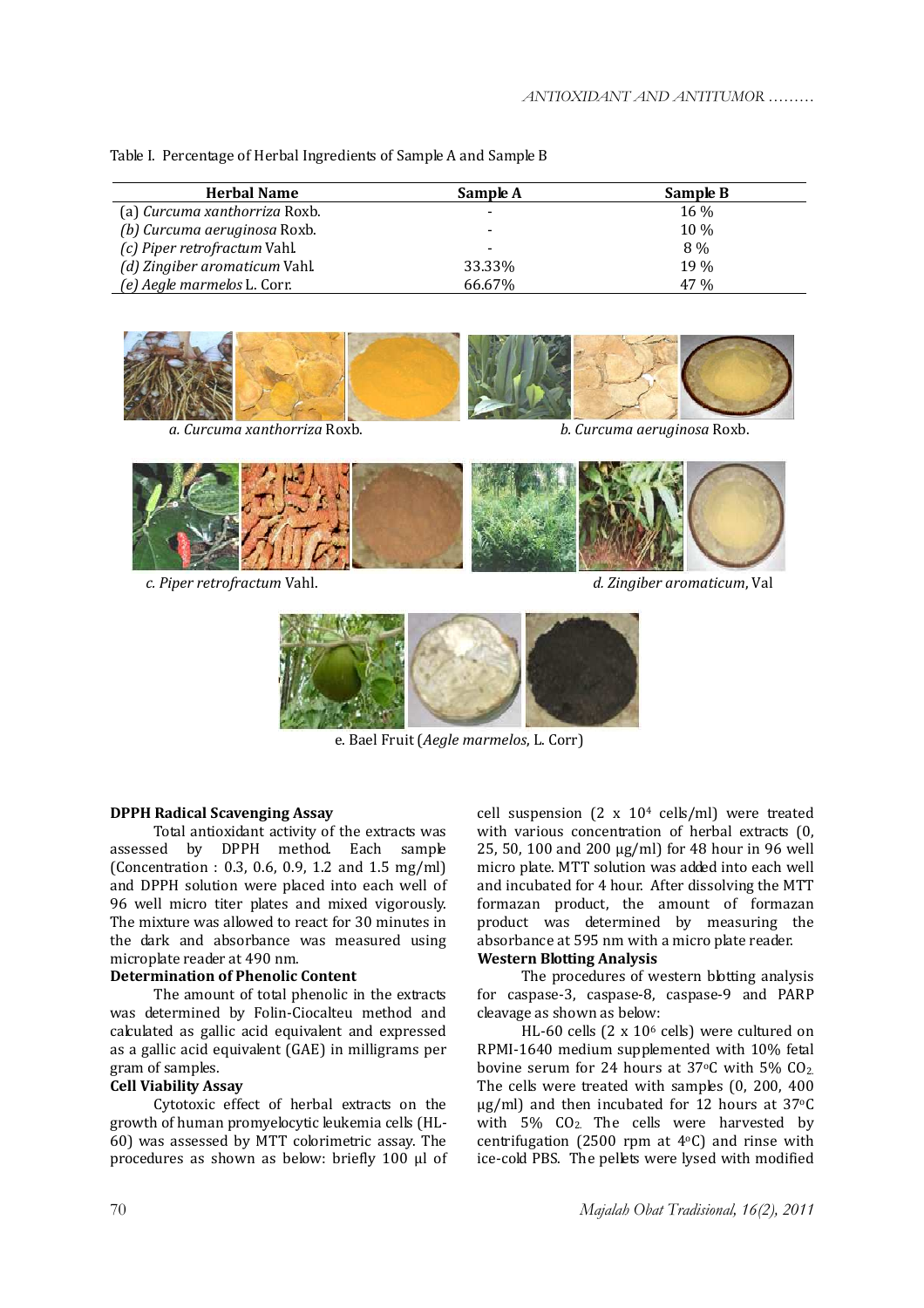Table I. Percentage of Herbal Ingredients of Sample A and Sample B

| Herbal Name | Sample A | Sample B |
|---|---|---|
| (a) *Curcuma xanthorriza* Roxb. | - | 16 % |
| *(b) Curcuma aeruginosa* Roxb. | - | 10 % |
| *(c) Piper retrofractum* Vahl. | - | 8 % |
| *(d) Zingiber aromaticum* Vahl. | 33.33% | 19 % |
| *(e) Aegle marmelos* L. Corr. | 66.67% | 47 % |

*a. Curcuma xanthorriza* Roxb.

*b. Curcuma aeruginosa* Roxb.

*c. Piper retrofractum* Vahl.

*d. Zingiber aromaticum*, Val

e. Bael Fruit (*Aegle marmelos*, L. Corr)

**DPPH Radical Scavenging Assay**

Total antioxidant activity of the extracts was assessed by DPPH method. Each sample (Concentration : 0.3, 0.6, 0.9, 1.2 and 1.5 mg/ml) and DPPH solution were placed into each well of 96 well micro titer plates and mixed vigorously. The mixture was allowed to react for 30 minutes in the dark and absorbance was measured using microplate reader at 490 nm.

**Determination of Phenolic Content**

The amount of total phenolic in the extracts was determined by Folin-Ciocalteu method and calculated as gallic acid equivalent and expressed as a gallic acid equivalent (GAE) in milligrams per gram of samples.

**Cell Viability Assay**

Cytotoxic effect of herbal extracts on the growth of human promyelocytic leukemia cells (HL-60) was assessed by MTT colorimetric assay. The procedures as shown as below: briefly 100 µl of cell suspension (2 x $10^4$ cells/ml) were treated with various concentration of herbal extracts (0, 25, 50, 100 and 200 µg/ml) for 48 hour in 96 well micro plate. MTT solution was added into each well and incubated for 4 hour. After dissolving the MTT formazan product, the amount of formazan product was determined by measuring the absorbance at 595 nm with a micro plate reader.

**Western Blotting Analysis**

The procedures of western blotting analysis for caspase-3, caspase-8, caspase-9 and PARP cleavage as shown as below:

HL-60 cells (2 x $10^6$ cells) were cultured on RPMI-1640 medium supplemented with 10% fetal bovine serum for 24 hours at 37°C with 5% $CO_2$. The cells were treated with samples (0, 200, 400 µg/ml) and then incubated for 12 hours at 37°C with 5% $CO_2$. The cells were harvested by centrifugation (2500 rpm at 4°C) and rinse with ice-cold PBS. The pellets were lysed with modified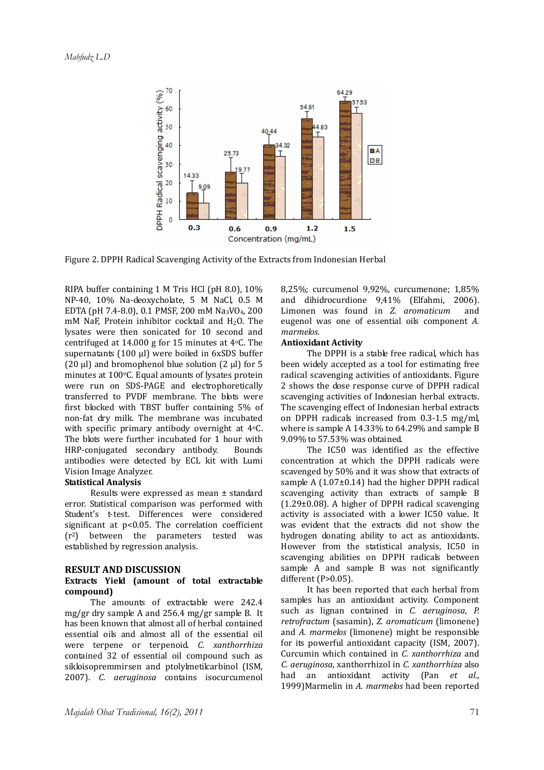Figure 2. DPPH Radical Scavenging Activity of the Extracts from Indonesian Herbal

RIPA buffer containing 1 M Tris HCl (pH 8.0), 10% NP-40, 10% Na-deoxycholate, 5 M NaCl, 0.5 M EDTA (pH 7.4-8.0), 0.1 PMSF, 200 mM $Na_3VO_4$, 200 mM NaF, Protein inhibitor cocktail and $H_2O$. The lysates were then sonicated for 10 second and centrifuged at 14.000 g for 15 minutes at 4°C. The supernatants (100 µl) were boiled in 6xSDS buffer (20 µl) and bromophenol blue solution (2 µl) for 5 minutes at 100°C. Equal amounts of lysates protein were run on SDS-PAGE and electrophoretically transferred to PVDF membrane. The blots were first blocked with TBST buffer containing 5% of non-fat dry milk. The membrane was incubated with specific primary antibody overnight at 4°C. The blots were further incubated for 1 hour with HRP-conjugated secondary antibody. Bounds antibodies were detected by ECL kit with Lumi Vision Image Analyzer.

**Statistical Analysis**

Results were expressed as mean ± standard error. Statistical comparison was performed with Student's t-test. Differences were considered significant at $p<0.05$. The correlation coefficient ($r^2$) between the parameters tested was established by regression analysis.

## RESULT AND DISCUSSION

**Extracts Yield (amount of total extractable compound)**

The amounts of extractable were 242.4 mg/gr dry sample A and 256.4 mg/gr sample B. It has been known that almost all of herbal contained essential oils and almost all of the essential oil were terpene or terpenoid. *C. xanthorrhiza* contained 32 of essential oil compound such as sikloisopremmirsen and ptolylmetilcarbinol (ISM, 2007). *C. aeruginosa* contains isocurcumenol 8,25%; curcumenol 9,92%, curcumenone; 1,85% and dihidrocurdione 9,41% (Elfahmi, 2006). Limonen was found in *Z. aromaticum* and eugenol was one of essential oils component *A. marmelos*.

**Antioxidant Activity**

The DPPH is a stable free radical, which has been widely accepted as a tool for estimating free radical scavenging activities of antioxidants. Figure 2 shows the dose response curve of DPPH radical scavenging activities of Indonesian herbal extracts. The scavenging effect of Indonesian herbal extracts on DPPH radicals increased from 0.3-1.5 mg/ml, where is sample A 14.33% to 64.29% and sample B 9.09% to 57.53% was obtained.

The IC50 was identified as the effective concentration at which the DPPH radicals were scavenged by 50% and it was show that extracts of sample A (1.07±0.14) had the higher DPPH radical scavenging activity than extracts of sample B (1.29±0.08). A higher of DPPH radical scavenging activity is associated with a lower IC50 value. It was evident that the extracts did not show the hydrogen donating ability to act as antioxidants. However from the statistical analysis, IC50 in scavenging abilities on DPPH radicals between sample A and sample B was not significantly different (P>0.05).

It has been reported that each herbal from samples has an antioxidant activity. Component such as lignan contained in *C. aeruginosa*, *P. retrofractum* (sasamin), *Z. aromaticum* (limonene) and *A. marmelos* (limonene) might be responsible for its powerful antioxidant capacity (ISM, 2007). Curcumin which contained in *C. xanthorrhiza* and *C. aeruginosa*, xanthorrhizol in *C. xanthorrhiza* also had an antioxidant activity (Pan *et al.*, 1999)Marmelin in *A. marmelos* had been reported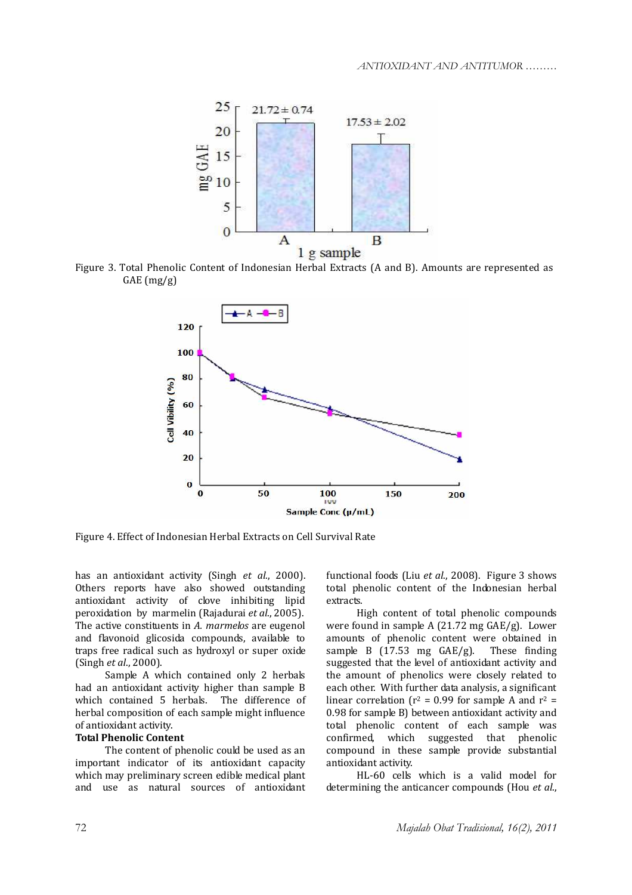Figure 3. Total Phenolic Content of Indonesian Herbal Extracts (A and B). Amounts are represented as GAE (mg/g)

Figure 4. Effect of Indonesian Herbal Extracts on Cell Survival Rate

has an antioxidant activity (Singh *et al*., 2000). Others reports have also showed outstanding antioxidant activity of clove inhibiting lipid peroxidation by marmelin (Rajadurai *et al*., 2005). The active constituents in *A. marmelos* are eugenol and flavonoid glicosida compounds, available to traps free radical such as hydroxyl or super oxide (Singh *et al*., 2000).

Sample A which contained only 2 herbals had an antioxidant activity higher than sample B which contained 5 herbals. The difference of herbal composition of each sample might influence of antioxidant activity.

**Total Phenolic Content**

The content of phenolic could be used as an important indicator of its antioxidant capacity which may preliminary screen edible medical plant and use as natural sources of antioxidant functional foods (Liu *et al*., 2008). Figure 3 shows total phenolic content of the Indonesian herbal extracts.

High content of total phenolic compounds were found in sample A (21.72 mg GAE/g). Lower amounts of phenolic content were obtained in sample B (17.53 mg GAE/g). These finding suggested that the level of antioxidant activity and the amount of phenolics were closely related to each other. With further data analysis, a significant linear correlation ($r^2$ = 0.99 for sample A and $r^2$ = 0.98 for sample B) between antioxidant activity and total phenolic content of each sample was confirmed, which suggested that phenolic compound in these sample provide substantial antioxidant activity.

HL-60 cells which is a valid model for determining the anticancer compounds (Hou *et al*.,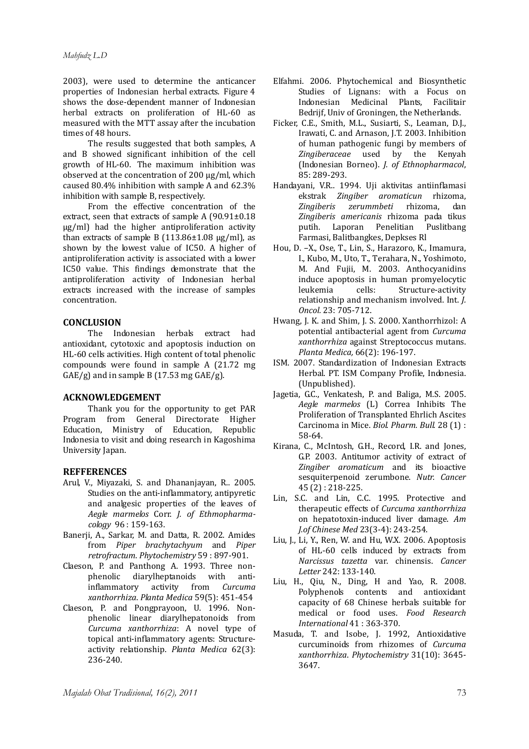2003), were used to determine the anticancer properties of Indonesian herbal extracts. Figure 4 shows the dose-dependent manner of Indonesian herbal extracts on proliferation of HL-60 as measured with the MTT assay after the incubation times of 48 hours.

The results suggested that both samples, A and B showed significant inhibition of the cell growth of HL-60. The maximum inhibition was observed at the concentration of 200 μg/ml, which caused 80.4% inhibition with sample A and 62.3% inhibition with sample B, respectively.

From the effective concentration of the extract, seen that extracts of sample A (90.91±0.18 μg/ml) had the higher antiproliferation activity than extracts of sample B (113.86±1.08 μg/ml), as shown by the lowest value of IC50. A higher of antiproliferation activity is associated with a lower IC50 value. This findings demonstrate that the antiproliferation activity of Indonesian herbal extracts increased with the increase of samples concentration.

## CONCLUSION

The Indonesian herbals extract had antioxidant, cytotoxic and apoptosis induction on HL-60 cells activities. High content of total phenolic compounds were found in sample A (21.72 mg GAE/g) and in sample B (17.53 mg GAE/g).

## ACKNOWLEDGEMENT

Thank you for the opportunity to get PAR Program from General Directorate Higher Education, Ministry of Education, Republic Indonesia to visit and doing research in Kagoshima University Japan.

## REFFERENCES

Arul, V., Miyazaki, S. and Dhananjayan, R.. 2005. Studies on the anti-inflammatory, antipyretic and analgesic properties of the leaves of *Aegle marmelos* Corr. *J. of Ethmopharmacology* 96 : 159-163.

Banerji, A., Sarkar, M. and Datta, R. 2002. Amides from *Piper brachytachyum* and *Piper retrofractum*. *Phytochemistry* 59 : 897-901.

Claeson, P. and Panthong A. 1993. Three non-phenolic diarylheptanoids with anti-inflammatory activity from *Curcuma xanthorrhiza*. *Planta Medica* 59(5): 451-454

Claeson, P. and Pongprayoon, U. 1996. Non-phenolic linear diarylhepatonoids from *Curcuma xanthorrhiza*: A novel type of topical anti-inflammatory agents: Structure-activity relationship. *Planta Medica* 62(3): 236-240.

Elfahmi. 2006. Phytochemical and Biosynthetic Studies of Lignans: with a Focus on Indonesian Medicinal Plants, Facilitair Bedrijf, Univ of Groningen, the Netherlands.

Ficker, C.E., Smith, M.L., Susiarti, S., Leaman, D.J., Irawati, C. and Arnason, J.T. 2003. Inhibition of human pathogenic fungi by members of *Zingiberaceae* used by the Kenyah (Indonesian Borneo). *J. of Ethnopharmacol*, 85: 289-293.

Handayani, V.R.. 1994. Uji aktivitas antiinflamasi ekstrak *Zingiber aromaticun* rhizoma, *Zingiberis zerummbeti* rhizoma, dan *Zingiberis americanis* rhizoma pada tikus putih. Laporan Penelitian Puslitbang Farmasi, Balitbangkes, Depkses RI

Hou, D. –X., Ose, T., Lin, S., Harazoro, K., Imamura, I., Kubo, M., Uto, T., Terahara, N., Yoshimoto, M. And Fujii, M. 2003. Anthocyanidins induce apoptosis in human promyelocytic leukemia cells: Structure-activity relationship and mechanism involved. Int. *J. Oncol.* 23: 705-712.

Hwang, J. K. and Shim, J. S. 2000. Xanthorrhizol: A potential antibacterial agent from *Curcuma xanthorrhiza* against Streptococcus mutans. *Planta Medica,* 66(2): 196-197.

ISM. 2007. Standardization of Indonesian Extracts Herbal. PT. ISM Company Profile, Indonesia. (Unpublished).

Jagetia, G.C., Venkatesh, P. and Baliga, M.S. 2005. *Aegle marmelos* (L) Correa Inhibits The Proliferation of Transplanted Ehrlich Ascites Carcinoma in Mice. *Biol. Pharm. Bull.* 28 (1) : 58-64.

Kirana, C., McIntosh, G.H., Record, I.R. and Jones, G.P. 2003. Antitumor activity of extract of *Zingiber aromaticum* and its bioactive sesquiterpenoid zerumbone. *Nutr. Cancer* 45 (2) : 218-225.

Lin, S.C. and Lin, C.C. 1995. Protective and therapeutic effects of *Curcuma xanthorrhiza* on hepatotoxin-induced liver damage. *Am J.of Chinese Med* 23(3-4): 243-254.

Liu, J., Li, Y., Ren, W. and Hu, W.X. 2006. Apoptosis of HL-60 cells induced by extracts from *Narcissus tazetta* var. chinensis. *Cancer Letter* 242: 133-140.

Liu, H., Qiu, N., Ding, H and Yao, R. 2008. Polyphenols contents and antioxidant capacity of 68 Chinese herbals suitable for medical or food uses. *Food Research International* 41 : 363-370.

Masuda, T. and Isobe, J. 1992, Antioxidative curcuminoids from rhizomes of *Curcuma xanthorrhiza*. *Phytochemistry* 31(10): 3645-3647.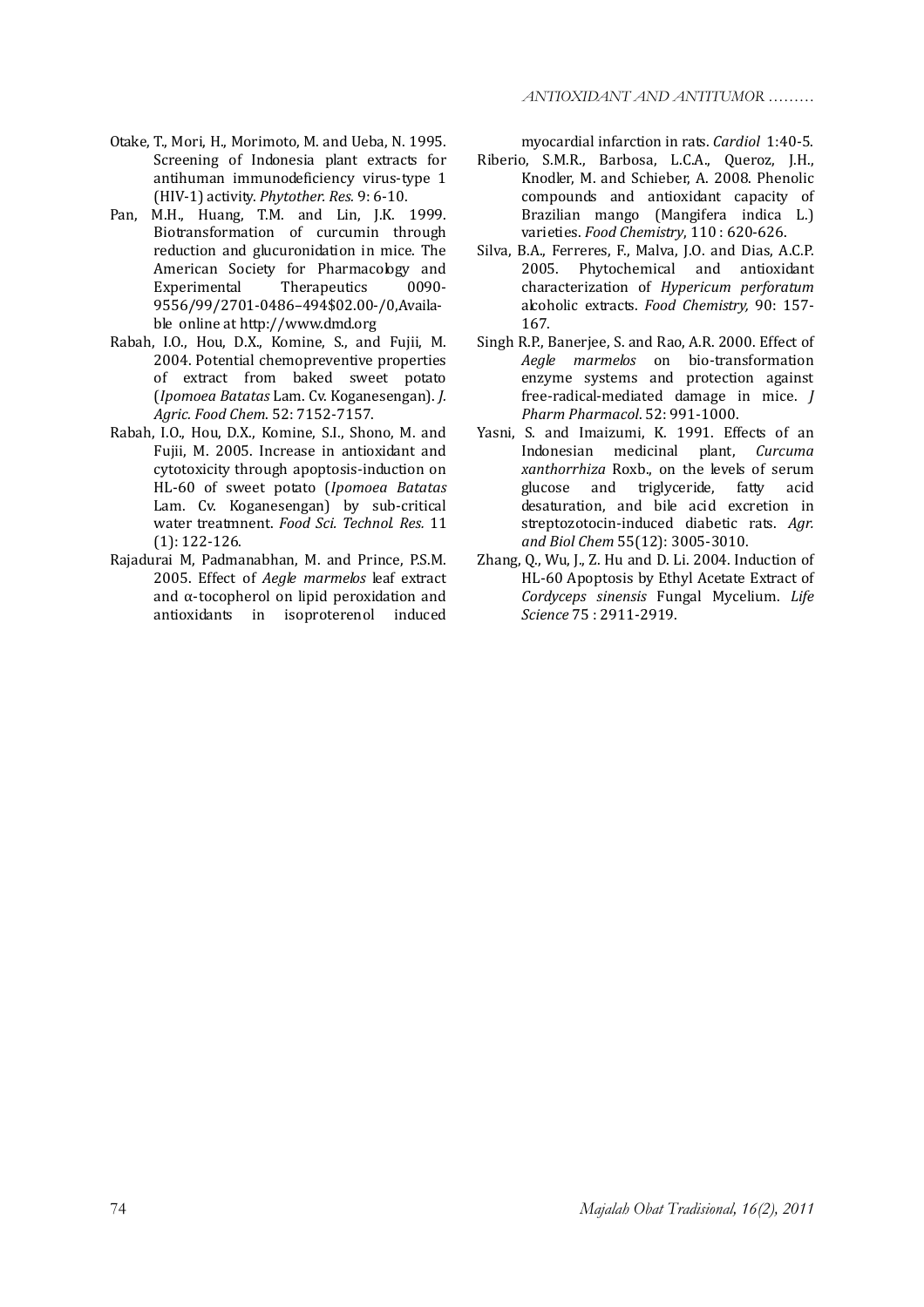Otake, T., Mori, H., Morimoto, M. and Ueba, N. 1995. Screening of Indonesia plant extracts for antihuman immunodeficiency virus-type 1 (HIV-1) activity. *Phytother. Res.* 9: 6-10.

Pan, M.H., Huang, T.M. and Lin, J.K. 1999. Biotransformation of curcumin through reduction and glucuronidation in mice. The American Society for Pharmacology and Experimental Therapeutics 0090-9556/99/2701-0486–494$02.00-/0,Available online at http://www.dmd.org

Rabah, I.O., Hou, D.X., Komine, S., and Fujii, M. 2004. Potential chemopreventive properties of extract from baked sweet potato (*Ipomoea Batatas* Lam. Cv. Koganesengan). *J. Agric. Food Chem.* 52: 7152-7157.

Rabah, I.O., Hou, D.X., Komine, S.I., Shono, M. and Fujii, M. 2005. Increase in antioxidant and cytotoxicity through apoptosis-induction on HL-60 of sweet potato (*Ipomoea Batatas* Lam. Cv. Koganesengan) by sub-critical water treatmnent. *Food Sci. Technol. Res.* 11 (1): 122-126.

Rajadurai M, Padmanabhan, M. and Prince, P.S.M. 2005. Effect of *Aegle marmelos* leaf extract and α-tocopherol on lipid peroxidation and antioxidants in isoproterenol induced myocardial infarction in rats. *Cardiol* 1:40-5.

Riberio, S.M.R., Barbosa, L.C.A., Queroz, J.H., Knodler, M. and Schieber, A. 2008. Phenolic compounds and antioxidant capacity of Brazilian mango (Mangifera indica L.) varieties. *Food Chemistry*, 110 : 620-626.

Silva, B.A., Ferreres, F., Malva, J.O. and Dias, A.C.P. 2005. Phytochemical and antioxidant characterization of *Hypericum perforatum* alcoholic extracts. *Food Chemistry,* 90: 157-167.

Singh R.P., Banerjee, S. and Rao, A.R. 2000. Effect of *Aegle marmelos* on bio-transformation enzyme systems and protection against free-radical-mediated damage in mice. *J Pharm Pharmacol*. 52: 991-1000.

Yasni, S. and Imaizumi, K. 1991. Effects of an Indonesian medicinal plant, *Curcuma xanthorrhiza* Roxb., on the levels of serum glucose and triglyceride, fatty acid desaturation, and bile acid excretion in streptozotocin-induced diabetic rats. *Agr. and Biol Chem* 55(12): 3005-3010.

Zhang, Q., Wu, J., Z. Hu and D. Li. 2004. Induction of HL-60 Apoptosis by Ethyl Acetate Extract of *Cordyceps sinensis* Fungal Mycelium. *Life Science* 75 : 2911-2919.